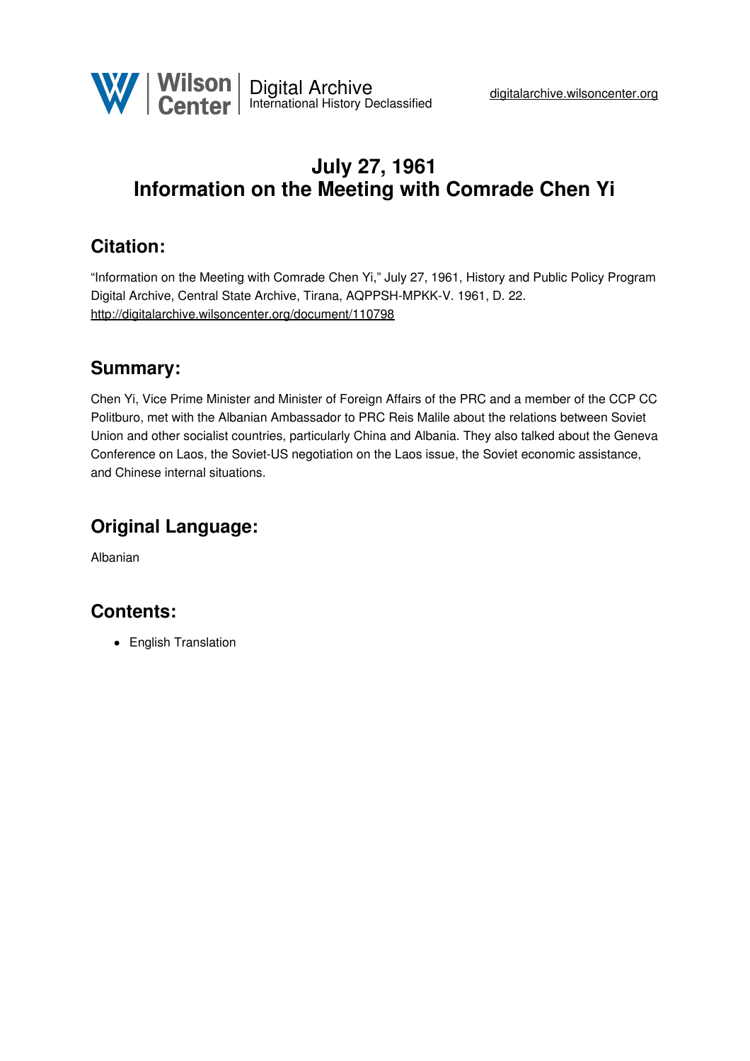# July 27, 1961
# Information on the Meeting with Comrade Chen Yi

## Citation:

"Information on the Meeting with Comrade Chen Yi," July 27, 1961, History and Public Policy Program Digital Archive, Central State Archive, Tirana, AQPPSH-MPKK-V. 1961, D. 22. http://digitalarchive.wilsoncenter.org/document/110798

## Summary:

Chen Yi, Vice Prime Minister and Minister of Foreign Affairs of the PRC and a member of the CCP CC Politburo, met with the Albanian Ambassador to PRC Reis Malile about the relations between Soviet Union and other socialist countries, particularly China and Albania. They also talked about the Geneva Conference on Laos, the Soviet-US negotiation on the Laos issue, the Soviet economic assistance, and Chinese internal situations.

## Original Language:

Albanian

## Contents:

- English Translation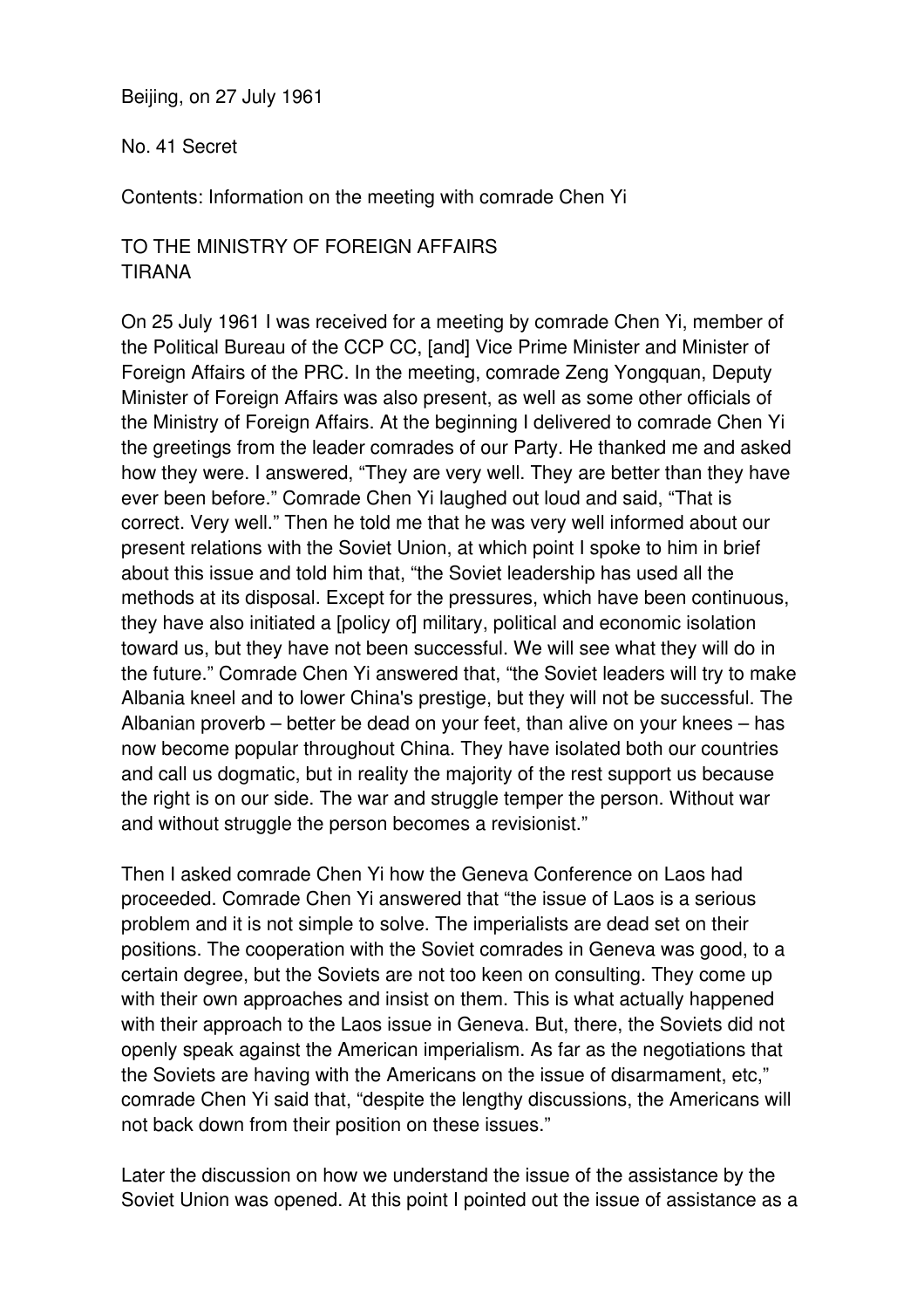Beijing, on 27 July 1961

No. 41 Secret

Contents: Information on the meeting with comrade Chen Yi

TO THE MINISTRY OF FOREIGN AFFAIRS
TIRANA

On 25 July 1961 I was received for a meeting by comrade Chen Yi, member of the Political Bureau of the CCP CC, [and] Vice Prime Minister and Minister of Foreign Affairs of the PRC. In the meeting, comrade Zeng Yongquan, Deputy Minister of Foreign Affairs was also present, as well as some other officials of the Ministry of Foreign Affairs. At the beginning I delivered to comrade Chen Yi the greetings from the leader comrades of our Party. He thanked me and asked how they were. I answered, "They are very well. They are better than they have ever been before." Comrade Chen Yi laughed out loud and said, "That is correct. Very well." Then he told me that he was very well informed about our present relations with the Soviet Union, at which point I spoke to him in brief about this issue and told him that, "the Soviet leadership has used all the methods at its disposal. Except for the pressures, which have been continuous, they have also initiated a [policy of] military, political and economic isolation toward us, but they have not been successful. We will see what they will do in the future." Comrade Chen Yi answered that, "the Soviet leaders will try to make Albania kneel and to lower China's prestige, but they will not be successful. The Albanian proverb – better be dead on your feet, than alive on your knees – has now become popular throughout China. They have isolated both our countries and call us dogmatic, but in reality the majority of the rest support us because the right is on our side. The war and struggle temper the person. Without war and without struggle the person becomes a revisionist."

Then I asked comrade Chen Yi how the Geneva Conference on Laos had proceeded. Comrade Chen Yi answered that "the issue of Laos is a serious problem and it is not simple to solve. The imperialists are dead set on their positions. The cooperation with the Soviet comrades in Geneva was good, to a certain degree, but the Soviets are not too keen on consulting. They come up with their own approaches and insist on them. This is what actually happened with their approach to the Laos issue in Geneva. But, there, the Soviets did not openly speak against the American imperialism. As far as the negotiations that the Soviets are having with the Americans on the issue of disarmament, etc," comrade Chen Yi said that, "despite the lengthy discussions, the Americans will not back down from their position on these issues."

Later the discussion on how we understand the issue of the assistance by the Soviet Union was opened. At this point I pointed out the issue of assistance as a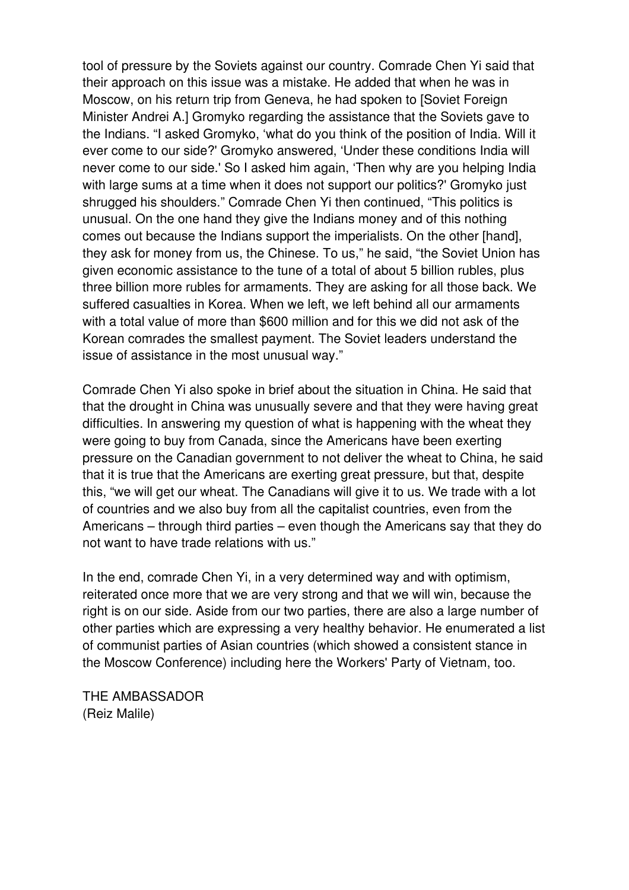tool of pressure by the Soviets against our country. Comrade Chen Yi said that their approach on this issue was a mistake. He added that when he was in Moscow, on his return trip from Geneva, he had spoken to [Soviet Foreign Minister Andrei A.] Gromyko regarding the assistance that the Soviets gave to the Indians. "I asked Gromyko, 'what do you think of the position of India. Will it ever come to our side?' Gromyko answered, 'Under these conditions India will never come to our side.' So I asked him again, 'Then why are you helping India with large sums at a time when it does not support our politics?' Gromyko just shrugged his shoulders." Comrade Chen Yi then continued, "This politics is unusual. On the one hand they give the Indians money and of this nothing comes out because the Indians support the imperialists. On the other [hand], they ask for money from us, the Chinese. To us," he said, "the Soviet Union has given economic assistance to the tune of a total of about 5 billion rubles, plus three billion more rubles for armaments. They are asking for all those back. We suffered casualties in Korea. When we left, we left behind all our armaments with a total value of more than $600 million and for this we did not ask of the Korean comrades the smallest payment. The Soviet leaders understand the issue of assistance in the most unusual way."

Comrade Chen Yi also spoke in brief about the situation in China. He said that that the drought in China was unusually severe and that they were having great difficulties. In answering my question of what is happening with the wheat they were going to buy from Canada, since the Americans have been exerting pressure on the Canadian government to not deliver the wheat to China, he said that it is true that the Americans are exerting great pressure, but that, despite this, "we will get our wheat. The Canadians will give it to us. We trade with a lot of countries and we also buy from all the capitalist countries, even from the Americans – through third parties – even though the Americans say that they do not want to have trade relations with us."

In the end, comrade Chen Yi, in a very determined way and with optimism, reiterated once more that we are very strong and that we will win, because the right is on our side. Aside from our two parties, there are also a large number of other parties which are expressing a very healthy behavior. He enumerated a list of communist parties of Asian countries (which showed a consistent stance in the Moscow Conference) including here the Workers' Party of Vietnam, too.

THE AMBASSADOR
(Reiz Malile)